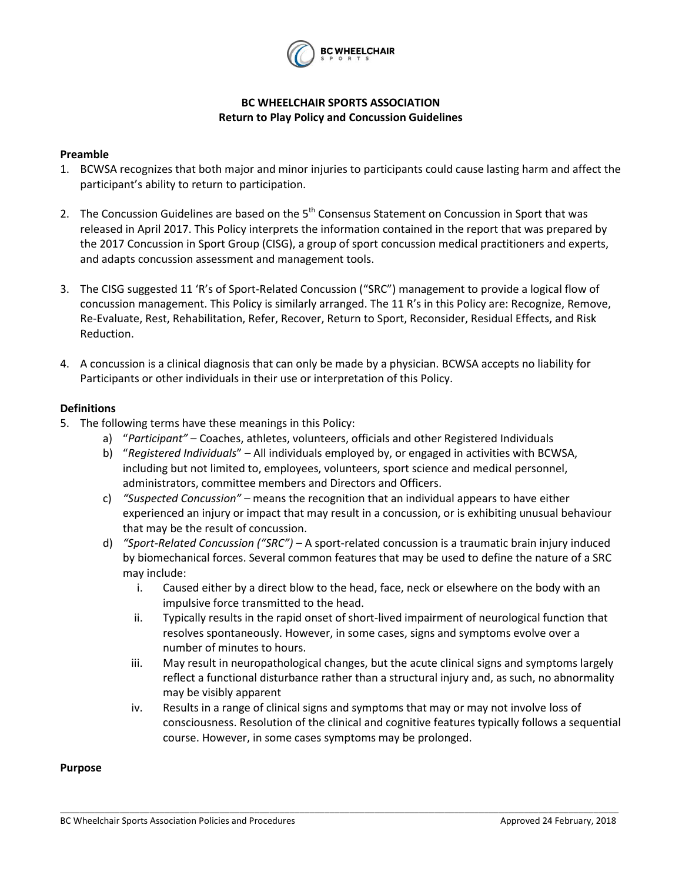# BC WHEELCHAIR SPORTS ASSOCIATION
## Return to Play Policy and Concussion Guidelines

### Preamble

1. BCWSA recognizes that both major and minor injuries to participants could cause lasting harm and affect the participant's ability to return to participation.

2. The Concussion Guidelines are based on the 5th Consensus Statement on Concussion in Sport that was released in April 2017. This Policy interprets the information contained in the report that was prepared by the 2017 Concussion in Sport Group (CISG), a group of sport concussion medical practitioners and experts, and adapts concussion assessment and management tools.

3. The CISG suggested 11 'R's of Sport-Related Concussion ("SRC") management to provide a logical flow of concussion management. This Policy is similarly arranged. The 11 R's in this Policy are: Recognize, Remove, Re-Evaluate, Rest, Rehabilitation, Refer, Recover, Return to Sport, Reconsider, Residual Effects, and Risk Reduction.

4. A concussion is a clinical diagnosis that can only be made by a physician. BCWSA accepts no liability for Participants or other individuals in their use or interpretation of this Policy.

### Definitions

5. The following terms have these meanings in this Policy:
    a) "*Participant"* – Coaches, athletes, volunteers, officials and other Registered Individuals
    b) "*Registered Individuals*" – All individuals employed by, or engaged in activities with BCWSA, including but not limited to, employees, volunteers, sport science and medical personnel, administrators, committee members and Directors and Officers.
    c) *"Suspected Concussion"* – means the recognition that an individual appears to have either experienced an injury or impact that may result in a concussion, or is exhibiting unusual behaviour that may be the result of concussion.
    d) *"Sport-Related Concussion ("SRC")* – A sport-related concussion is a traumatic brain injury induced by biomechanical forces. Several common features that may be used to define the nature of a SRC may include:
        i. Caused either by a direct blow to the head, face, neck or elsewhere on the body with an impulsive force transmitted to the head.
        ii. Typically results in the rapid onset of short-lived impairment of neurological function that resolves spontaneously. However, in some cases, signs and symptoms evolve over a number of minutes to hours.
        iii. May result in neuropathological changes, but the acute clinical signs and symptoms largely reflect a functional disturbance rather than a structural injury and, as such, no abnormality may be visibly apparent
        iv. Results in a range of clinical signs and symptoms that may or may not involve loss of consciousness. Resolution of the clinical and cognitive features typically follows a sequential course. However, in some cases symptoms may be prolonged.

### Purpose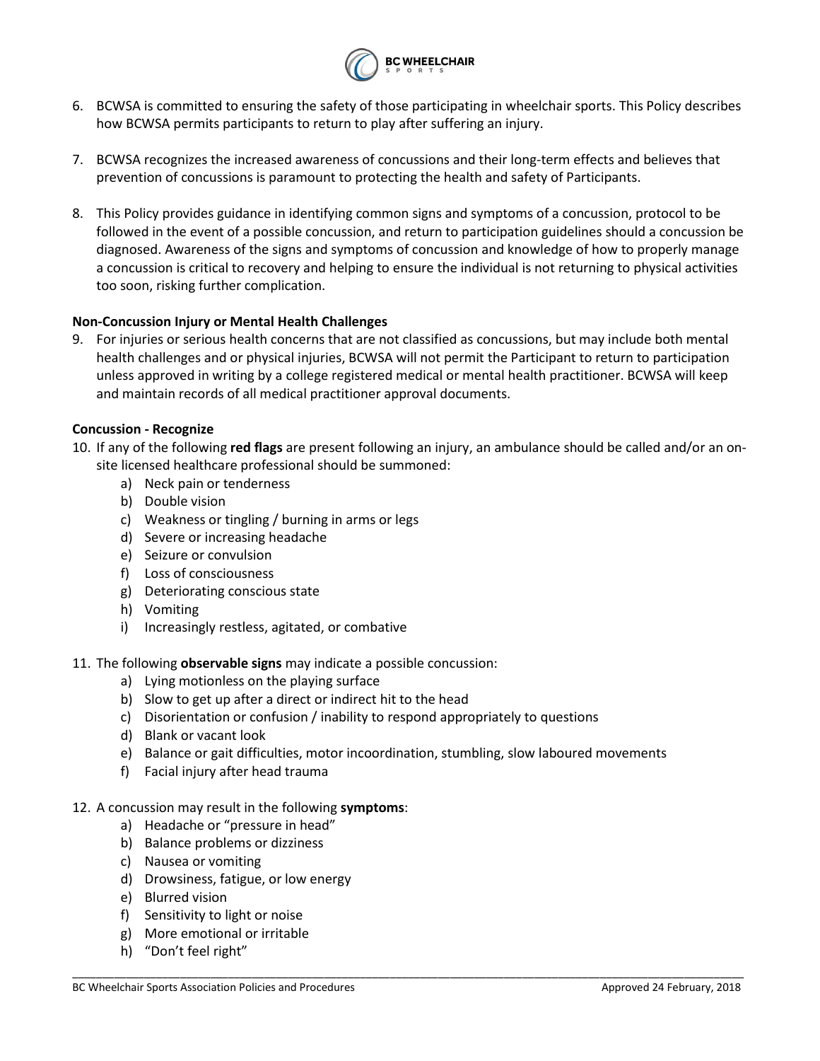6. BCWSA is committed to ensuring the safety of those participating in wheelchair sports. This Policy describes how BCWSA permits participants to return to play after suffering an injury.

7. BCWSA recognizes the increased awareness of concussions and their long-term effects and believes that prevention of concussions is paramount to protecting the health and safety of Participants.

8. This Policy provides guidance in identifying common signs and symptoms of a concussion, protocol to be followed in the event of a possible concussion, and return to participation guidelines should a concussion be diagnosed. Awareness of the signs and symptoms of concussion and knowledge of how to properly manage a concussion is critical to recovery and helping to ensure the individual is not returning to physical activities too soon, risking further complication.

**Non-Concussion Injury or Mental Health Challenges**

9. For injuries or serious health concerns that are not classified as concussions, but may include both mental health challenges and or physical injuries, BCWSA will not permit the Participant to return to participation unless approved in writing by a college registered medical or mental health practitioner. BCWSA will keep and maintain records of all medical practitioner approval documents.

**Concussion - Recognize**

10. If any of the following **red flags** are present following an injury, an ambulance should be called and/or an on-site licensed healthcare professional should be summoned:
    a) Neck pain or tenderness
    b) Double vision
    c) Weakness or tingling / burning in arms or legs
    d) Severe or increasing headache
    e) Seizure or convulsion
    f) Loss of consciousness
    g) Deteriorating conscious state
    h) Vomiting
    i) Increasingly restless, agitated, or combative

11. The following **observable signs** may indicate a possible concussion:
    a) Lying motionless on the playing surface
    b) Slow to get up after a direct or indirect hit to the head
    c) Disorientation or confusion / inability to respond appropriately to questions
    d) Blank or vacant look
    e) Balance or gait difficulties, motor incoordination, stumbling, slow laboured movements
    f) Facial injury after head trauma

12. A concussion may result in the following **symptoms**:
    a) Headache or "pressure in head"
    b) Balance problems or dizziness
    c) Nausea or vomiting
    d) Drowsiness, fatigue, or low energy
    e) Blurred vision
    f) Sensitivity to light or noise
    g) More emotional or irritable
    h) "Don't feel right"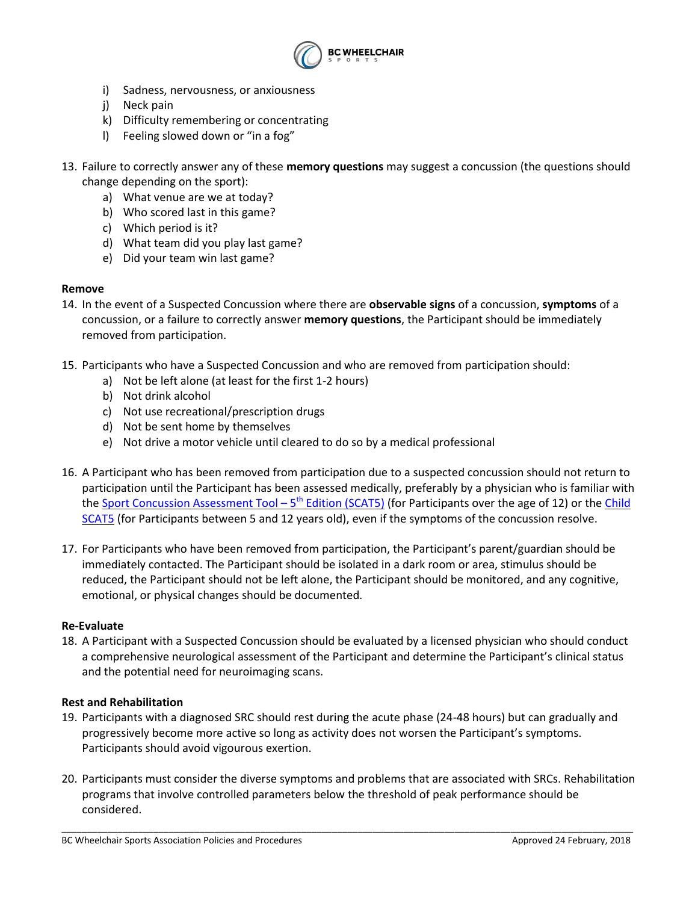i) Sadness, nervousness, or anxiousness
j) Neck pain
k) Difficulty remembering or concentrating
l) Feeling slowed down or "in a fog"

13. Failure to correctly answer any of these **memory questions** may suggest a concussion (the questions should change depending on the sport):
    a) What venue are we at today?
    b) Who scored last in this game?
    c) Which period is it?
    d) What team did you play last game?
    e) Did your team win last game?

**Remove**

14. In the event of a Suspected Concussion where there are **observable signs** of a concussion, **symptoms** of a concussion, or a failure to correctly answer **memory questions**, the Participant should be immediately removed from participation.

15. Participants who have a Suspected Concussion and who are removed from participation should:
    a) Not be left alone (at least for the first 1-2 hours)
    b) Not drink alcohol
    c) Not use recreational/prescription drugs
    d) Not be sent home by themselves
    e) Not drive a motor vehicle until cleared to do so by a medical professional

16. A Participant who has been removed from participation due to a suspected concussion should not return to participation until the Participant has been assessed medically, preferably by a physician who is familiar with the Sport Concussion Assessment Tool – 5th Edition (SCAT5) (for Participants over the age of 12) or the Child SCAT5 (for Participants between 5 and 12 years old), even if the symptoms of the concussion resolve.

17. For Participants who have been removed from participation, the Participant's parent/guardian should be immediately contacted. The Participant should be isolated in a dark room or area, stimulus should be reduced, the Participant should not be left alone, the Participant should be monitored, and any cognitive, emotional, or physical changes should be documented.

**Re-Evaluate**

18. A Participant with a Suspected Concussion should be evaluated by a licensed physician who should conduct a comprehensive neurological assessment of the Participant and determine the Participant's clinical status and the potential need for neuroimaging scans.

**Rest and Rehabilitation**

19. Participants with a diagnosed SRC should rest during the acute phase (24-48 hours) but can gradually and progressively become more active so long as activity does not worsen the Participant's symptoms. Participants should avoid vigorous exertion.

20. Participants must consider the diverse symptoms and problems that are associated with SRCs. Rehabilitation programs that involve controlled parameters below the threshold of peak performance should be considered.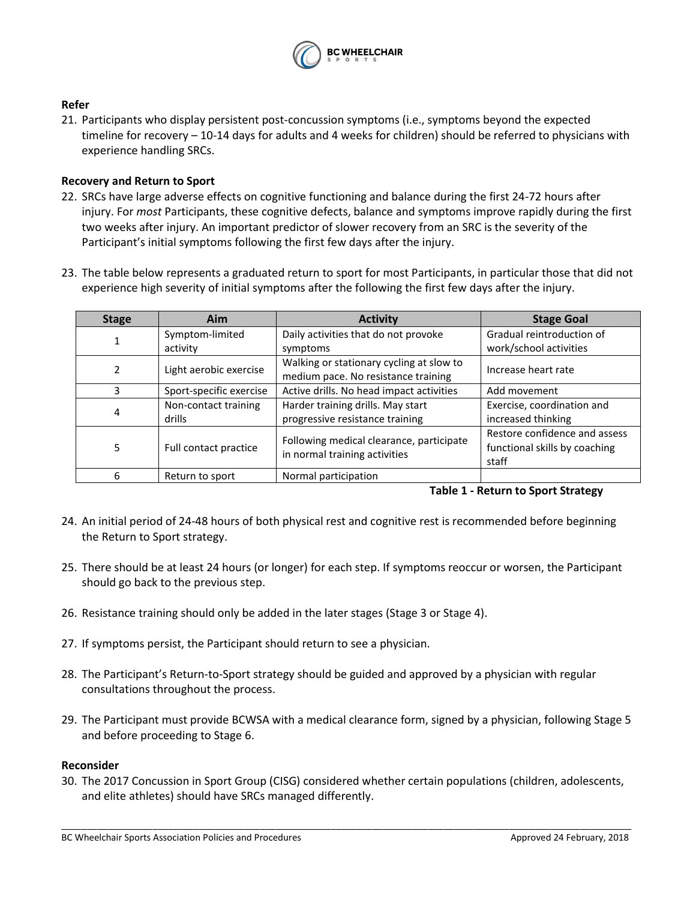**Refer**

21. Participants who display persistent post-concussion symptoms (i.e., symptoms beyond the expected timeline for recovery – 10-14 days for adults and 4 weeks for children) should be referred to physicians with experience handling SRCs.

**Recovery and Return to Sport**

22. SRCs have large adverse effects on cognitive functioning and balance during the first 24-72 hours after injury. For *most* Participants, these cognitive defects, balance and symptoms improve rapidly during the first two weeks after injury. An important predictor of slower recovery from an SRC is the severity of the Participant's initial symptoms following the first few days after the injury.

23. The table below represents a graduated return to sport for most Participants, in particular those that did not experience high severity of initial symptoms after the following the first few days after the injury.

| Stage | Aim | Activity | Stage Goal |
|---|---|---|---|
| 1 | Symptom-limited activity | Daily activities that do not provoke symptoms | Gradual reintroduction of work/school activities |
| 2 | Light aerobic exercise | Walking or stationary cycling at slow to medium pace. No resistance training | Increase heart rate |
| 3 | Sport-specific exercise | Active drills. No head impact activities | Add movement |
| 4 | Non-contact training drills | Harder training drills. May start progressive resistance training | Exercise, coordination and increased thinking |
| 5 | Full contact practice | Following medical clearance, participate in normal training activities | Restore confidence and assess functional skills by coaching staff |
| 6 | Return to sport | Normal participation | |

**Table 1 - Return to Sport Strategy**

24. An initial period of 24-48 hours of both physical rest and cognitive rest is recommended before beginning the Return to Sport strategy.

25. There should be at least 24 hours (or longer) for each step. If symptoms reoccur or worsen, the Participant should go back to the previous step.

26. Resistance training should only be added in the later stages (Stage 3 or Stage 4).

27. If symptoms persist, the Participant should return to see a physician.

28. The Participant's Return-to-Sport strategy should be guided and approved by a physician with regular consultations throughout the process.

29. The Participant must provide BCWSA with a medical clearance form, signed by a physician, following Stage 5 and before proceeding to Stage 6.

**Reconsider**

30. The 2017 Concussion in Sport Group (CISG) considered whether certain populations (children, adolescents, and elite athletes) should have SRCs managed differently.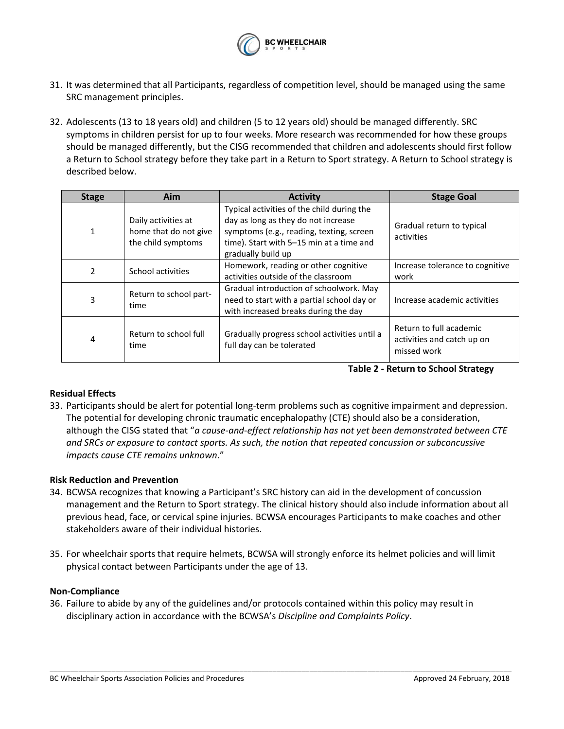31. It was determined that all Participants, regardless of competition level, should be managed using the same SRC management principles.

32. Adolescents (13 to 18 years old) and children (5 to 12 years old) should be managed differently. SRC symptoms in children persist for up to four weeks. More research was recommended for how these groups should be managed differently, but the CISG recommended that children and adolescents should first follow a Return to School strategy before they take part in a Return to Sport strategy. A Return to School strategy is described below.

| Stage | Aim | Activity | Stage Goal |
|---|---|---|---|
| 1 | Daily activities at home that do not give the child symptoms | Typical activities of the child during the day as long as they do not increase symptoms (e.g., reading, texting, screen time). Start with 5–15 min at a time and gradually build up | Gradual return to typical activities |
| 2 | School activities | Homework, reading or other cognitive activities outside of the classroom | Increase tolerance to cognitive work |
| 3 | Return to school part-time | Gradual introduction of schoolwork. May need to start with a partial school day or with increased breaks during the day | Increase academic activities |
| 4 | Return to school full time | Gradually progress school activities until a full day can be tolerated | Return to full academic activities and catch up on missed work |

**Table 2 - Return to School Strategy**

**Residual Effects**

33. Participants should be alert for potential long-term problems such as cognitive impairment and depression. The potential for developing chronic traumatic encephalopathy (CTE) should also be a consideration, although the CISG stated that "*a cause-and-effect relationship has not yet been demonstrated between CTE and SRCs or exposure to contact sports. As such, the notion that repeated concussion or subconcussive impacts cause CTE remains unknown*."

**Risk Reduction and Prevention**

34. BCWSA recognizes that knowing a Participant's SRC history can aid in the development of concussion management and the Return to Sport strategy. The clinical history should also include information about all previous head, face, or cervical spine injuries. BCWSA encourages Participants to make coaches and other stakeholders aware of their individual histories.

35. For wheelchair sports that require helmets, BCWSA will strongly enforce its helmet policies and will limit physical contact between Participants under the age of 13.

**Non-Compliance**

36. Failure to abide by any of the guidelines and/or protocols contained within this policy may result in disciplinary action in accordance with the BCWSA's *Discipline and Complaints Policy*.